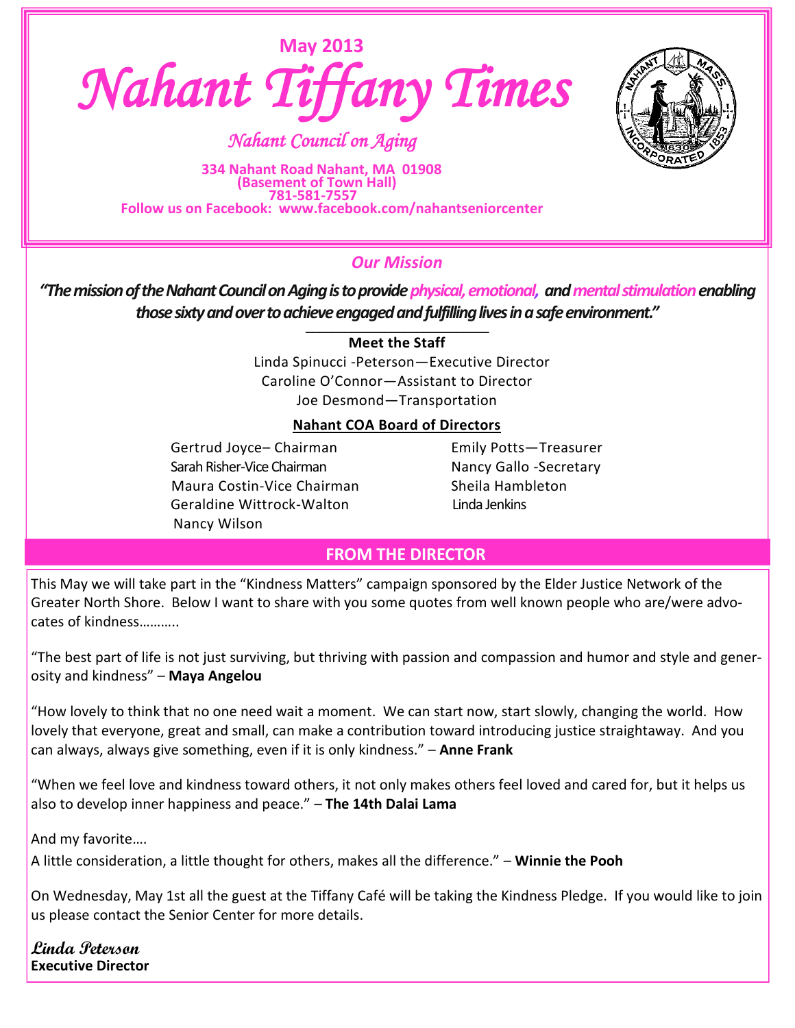May 2013

# Nahant Tiffany Times

*Nahant Council on Aging*

**334 Nahant Road Nahant, MA 01908**
**(Basement of Town Hall)**
**781-581-7557**
**Follow us on Facebook: www.facebook.com/nahantseniorcenter**

## *Our Mission*

***"The mission of the Nahant Council on Aging is to provide physical, emotional, and mental stimulation enabling those sixty and over to achieve engaged and fulfilling lives in a safe environment."***

**Meet the Staff**

Linda Spinucci -Peterson—Executive Director
Caroline O'Connor—Assistant to Director
Joe Desmond—Transportation

**Nahant COA Board of Directors**

Gertrud Joyce– Chairman
Sarah Risher-Vice Chairman
Maura Costin-Vice Chairman
Geraldine Wittrock-Walton
Nancy Wilson
Emily Potts—Treasurer
Nancy Gallo -Secretary
Sheila Hambleton
Linda Jenkins

## FROM THE DIRECTOR

This May we will take part in the "Kindness Matters" campaign sponsored by the Elder Justice Network of the Greater North Shore. Below I want to share with you some quotes from well known people who are/were advocates of kindness……….

"The best part of life is not just surviving, but thriving with passion and compassion and humor and style and generosity and kindness" – **Maya Angelou**

"How lovely to think that no one need wait a moment. We can start now, start slowly, changing the world. How lovely that everyone, great and small, can make a contribution toward introducing justice straightaway. And you can always, always give something, even if it is only kindness." – **Anne Frank**

"When we feel love and kindness toward others, it not only makes others feel loved and cared for, but it helps us also to develop inner happiness and peace." – **The 14th Dalai Lama**

And my favorite….
A little consideration, a little thought for others, makes all the difference." – **Winnie the Pooh**

On Wednesday, May 1st all the guest at the Tiffany Café will be taking the Kindness Pledge. If you would like to join us please contact the Senior Center for more details.

**Linda Peterson**
**Executive Director**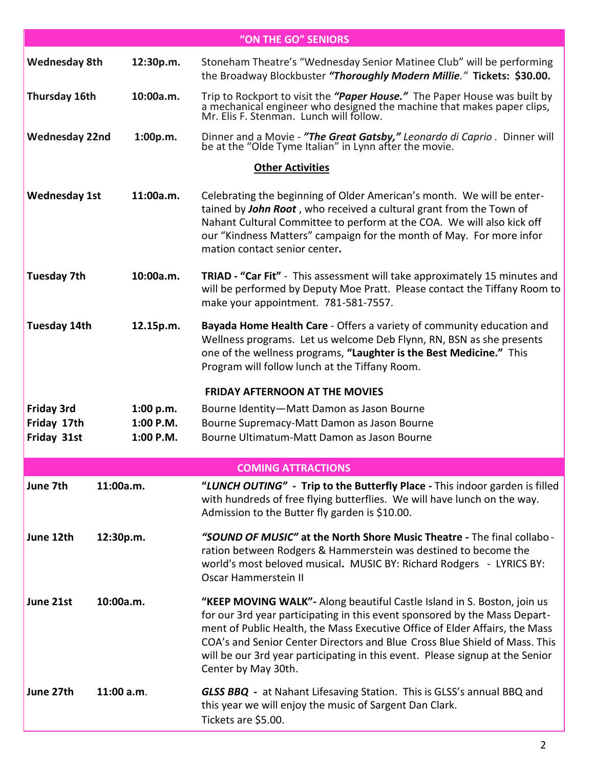## "ON THE GO" SENIORS

| | | |
|---|---|---|
| **Wednesday 8th** | **12:30p.m.** | Stoneham Theatre's "Wednesday Senior Matinee Club" will be performing the Broadway Blockbuster ***"Thoroughly Modern Millie***.*"* **Tickets: $30.00.** |
| **Thursday 16th** | **10:00a.m.** | Trip to Rockport to visit the ***"Paper House."*** The Paper House was built by a mechanical engineer who designed the machine that makes paper clips, Mr. Elis F. Stenman. Lunch will follow. |
| **Wednesday 22nd** | **1:00p.m.** | Dinner and a Movie - ***"The Great Gatsby,"*** *Leonardo di Caprio .* Dinner will be at the "Olde Tyme Italian" in Lynn after the movie. |

**Other Activities**

| | | |
|---|---|---|
| **Wednesday 1st** | **11:00a.m.** | Celebrating the beginning of Older American's month. We will be entertained by ***John Root*** , who received a cultural grant from the Town of Nahant Cultural Committee to perform at the COA. We will also kick off our "Kindness Matters" campaign for the month of May. For more infor mation contact senior center**.** |
| **Tuesday 7th** | **10:00a.m.** | **TRIAD - "Car Fit"** - This assessment will take approximately 15 minutes and will be performed by Deputy Moe Pratt. Please contact the Tiffany Room to make your appointment. 781-581-7557. |
| **Tuesday 14th** | **12.15p.m.** | **Bayada Home Health Care** - Offers a variety of community education and Wellness programs. Let us welcome Deb Flynn, RN, BSN as she presents one of the wellness programs, **"Laughter is the Best Medicine."** This Program will follow lunch at the Tiffany Room. |

**FRIDAY AFTERNOON AT THE MOVIES**

| | | |
|---|---|---|
| **Friday 3rd** | **1:00 p.m.** | Bourne Identity—Matt Damon as Jason Bourne |
| **Friday 17th** | **1:00 P.M.** | Bourne Supremacy-Matt Damon as Jason Bourne |
| **Friday 31st** | **1:00 P.M.** | Bourne Ultimatum-Matt Damon as Jason Bourne |

## COMING ATTRACTIONS

| | | |
|---|---|---|
| **June 7th** | **11:00a.m.** | **"*LUNCH OUTING"* - Trip to the Butterfly Place -** This indoor garden is filled with hundreds of free flying butterflies. We will have lunch on the way. Admission to the Butter fly garden is $10.00. |
| **June 12th** | **12:30p.m.** | ***"SOUND OF MUSIC"* at the North Shore Music Theatre -** The final collabo - ration between Rodgers & Hammerstein was destined to become the world's most beloved musical**.** MUSIC BY: Richard Rodgers - LYRICS BY: Oscar Hammerstein II |
| **June 21st** | **10:00a.m.** | **"KEEP MOVING WALK"-** Along beautiful Castle Island in S. Boston, join us for our 3rd year participating in this event sponsored by the Mass Department of Public Health, the Mass Executive Office of Elder Affairs, the Mass COA's and Senior Center Directors and Blue Cross Blue Shield of Mass. This will be our 3rd year participating in this event. Please signup at the Senior Center by May 30th. |
| **June 27th** | **11:00 a.m**. | ***GLSS BBQ* -** at Nahant Lifesaving Station. This is GLSS's annual BBQ and this year we will enjoy the music of Sargent Dan Clark. Tickets are $5.00. |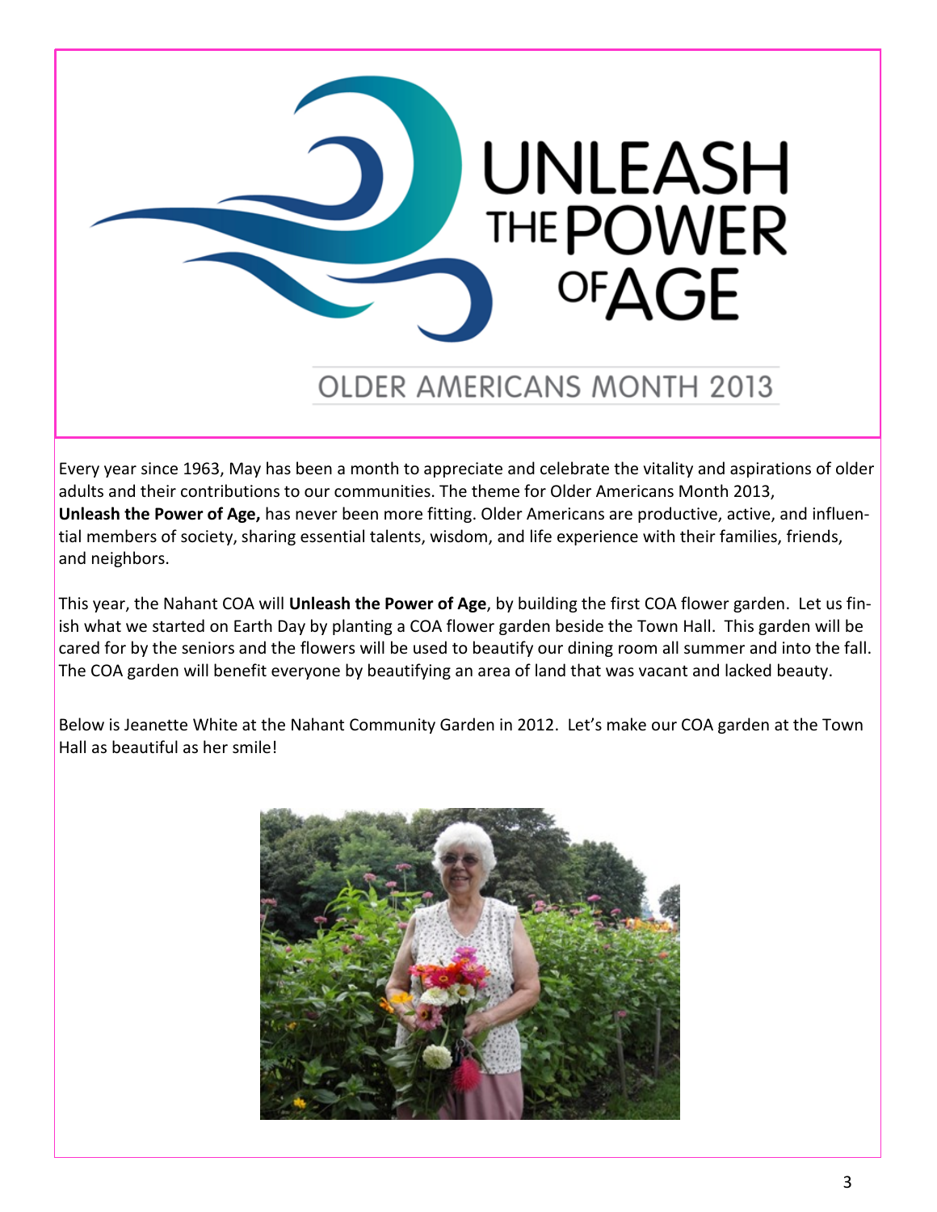# UNLEASH THE POWER OF AGE

## OLDER AMERICANS MONTH 2013

Every year since 1963, May has been a month to appreciate and celebrate the vitality and aspirations of older adults and their contributions to our communities. The theme for Older Americans Month 2013, **Unleash the Power of Age,** has never been more fitting. Older Americans are productive, active, and influential members of society, sharing essential talents, wisdom, and life experience with their families, friends, and neighbors.

This year, the Nahant COA will **Unleash the Power of Age**, by building the first COA flower garden. Let us finish what we started on Earth Day by planting a COA flower garden beside the Town Hall. This garden will be cared for by the seniors and the flowers will be used to beautify our dining room all summer and into the fall. The COA garden will benefit everyone by beautifying an area of land that was vacant and lacked beauty.

Below is Jeanette White at the Nahant Community Garden in 2012. Let's make our COA garden at the Town Hall as beautiful as her smile!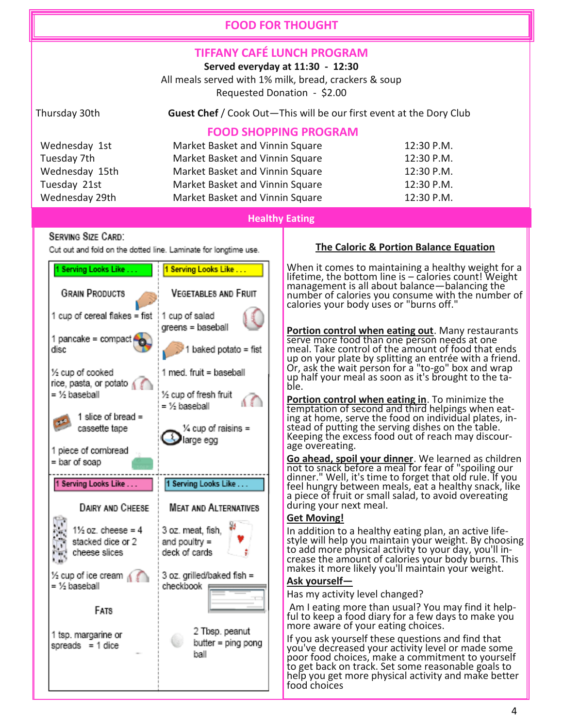# FOOD FOR THOUGHT

## TIFFANY CAFÉ LUNCH PROGRAM

**Served everyday at 11:30 - 12:30**

All meals served with 1% milk, bread, crackers & soup

Requested Donation - $2.00

Thursday 30th — **Guest Chef** / Cook Out—This will be our first event at the Dory Club

## FOOD SHOPPING PROGRAM

| | | |
|---|---|---|
| Wednesday 1st | Market Basket and Vinnin Square | 12:30 P.M. |
| Tuesday 7th | Market Basket and Vinnin Square | 12:30 P.M. |
| Wednesday 15th | Market Basket and Vinnin Square | 12:30 P.M. |
| Tuesday 21st | Market Basket and Vinnin Square | 12:30 P.M. |
| Wednesday 29th | Market Basket and Vinnin Square | 12:30 P.M. |

## Healthy Eating

### SERVING SIZE CARD:

Cut out and fold on the dotted line. Laminate for longtime use.

**1 Serving Looks Like . . .**

**GRAIN PRODUCTS**

- 1 cup of cereal flakes = fist
- 1 pancake = compact disc
- ½ cup of cooked rice, pasta, or potato = ½ baseball
- 1 slice of bread = cassette tape
- 1 piece of cornbread = bar of soap

**1 Serving Looks Like . . .**

**VEGETABLES AND FRUIT**

- 1 cup of salad greens = baseball
- 1 baked potato = fist
- 1 med. fruit = baseball
- ½ cup of fresh fruit = ½ baseball
- ¼ cup of raisins = large egg

**1 Serving Looks Like . . .**

**DAIRY AND CHEESE**

- 1½ oz. cheese = 4 stacked dice or 2 cheese slices
- ½ cup of ice cream = ½ baseball

**FATS**

- 1 tsp. margarine or spreads = 1 dice

**1 Serving Looks Like . . .**

**MEAT AND ALTERNATIVES**

- 3 oz. meat, fish, and poultry = deck of cards
- 3 oz. grilled/baked fish = checkbook
- 2 Tbsp. peanut butter = ping pong ball

### The Caloric & Portion Balance Equation

When it comes to maintaining a healthy weight for a lifetime, the bottom line is – calories count! Weight management is all about balance—balancing the number of calories you consume with the number of calories your body uses or "burns off."

**Portion control when eating out**. Many restaurants serve more food than one person needs at one meal. Take control of the amount of food that ends up on your plate by splitting an entrée with a friend. Or, ask the wait person for a "to-go" box and wrap up half your meal as soon as it's brought to the table.

**Portion control when eating in**. To minimize the temptation of second and third helpings when eating at home, serve the food on individual plates, instead of putting the serving dishes on the table. Keeping the excess food out of reach may discourage overeating.

**Go ahead, spoil your dinner**. We learned as children not to snack before a meal for fear of "spoiling our dinner." Well, it's time to forget that old rule. If you feel hungry between meals, eat a healthy snack, like a piece of fruit or small salad, to avoid overeating during your next meal.

**Get Moving!**

In addition to a healthy eating plan, an active lifestyle will help you maintain your weight. By choosing to add more physical activity to your day, you'll increase the amount of calories your body burns. This makes it more likely you'll maintain your weight.

**Ask yourself—**

Has my activity level changed?

Am I eating more than usual? You may find it helpful to keep a food diary for a few days to make you more aware of your eating choices.

If you ask yourself these questions and find that you've decreased your activity level or made some poor food choices, make a commitment to yourself to get back on track. Set some reasonable goals to help you get more physical activity and make better food choices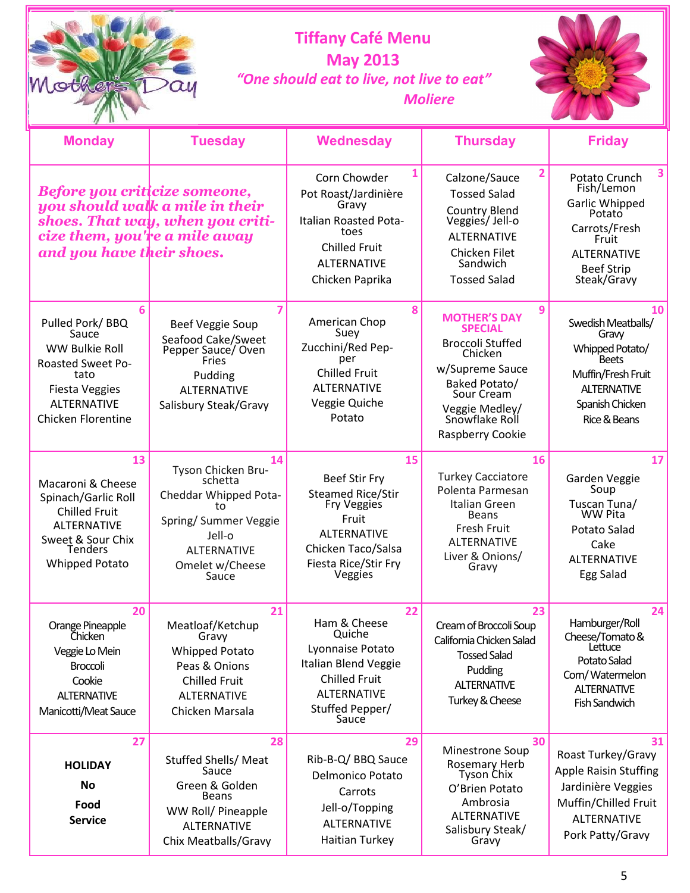# Tiffany Café Menu
## May 2013

*"One should eat to live, not live to eat"*
*Moliere*

Mother's Day

| Monday | Tuesday | Wednesday | Thursday | Friday |
|---|---|---|---|---|
| ***Before you criticize someone, you should walk a mile in their shoes. That way, when you criticize them, you're a mile away and you have their shoes.*** | | **1** Corn Chowder<br>Pot Roast/Jardinière Gravy<br>Italian Roasted Potatoes<br>Chilled Fruit<br>ALTERNATIVE<br>Chicken Paprika | **2** Calzone/Sauce<br>Tossed Salad<br>Country Blend Veggies/ Jell-o<br>ALTERNATIVE<br>Chicken Filet Sandwich<br>Tossed Salad | **3** Potato Crunch Fish/Lemon<br>Garlic Whipped Potato<br>Carrots/Fresh Fruit<br>ALTERNATIVE<br>Beef Strip Steak/Gravy |
| **6** Pulled Pork/ BBQ Sauce<br>WW Bulkie Roll<br>Roasted Sweet Potato<br>Fiesta Veggies<br>ALTERNATIVE<br>Chicken Florentine | **7** Beef Veggie Soup<br>Seafood Cake/Sweet Pepper Sauce/ Oven Fries<br>Pudding<br>ALTERNATIVE<br>Salisbury Steak/Gravy | **8** American Chop Suey<br>Zucchini/Red Pepper<br>Chilled Fruit<br>ALTERNATIVE<br>Veggie Quiche<br>Potato | **9** **MOTHER'S DAY SPECIAL**<br>Broccoli Stuffed Chicken<br>w/Supreme Sauce<br>Baked Potato/ Sour Cream<br>Veggie Medley/ Snowflake Roll<br>Raspberry Cookie | **10** Swedish Meatballs/ Gravy<br>Whipped Potato/ Beets<br>Muffin/Fresh Fruit<br>ALTERNATIVE<br>Spanish Chicken<br>Rice & Beans |
| **13** Macaroni & Cheese<br>Spinach/Garlic Roll<br>Chilled Fruit<br>ALTERNATIVE<br>Sweet & Sour Chix Tenders<br>Whipped Potato | **14** Tyson Chicken Bruschetta<br>Cheddar Whipped Potato<br>Spring/ Summer Veggie<br>Jell-o<br>ALTERNATIVE<br>Omelet w/Cheese Sauce | **15** Beef Stir Fry<br>Steamed Rice/Stir Fry Veggies<br>Fruit<br>ALTERNATIVE<br>Chicken Taco/Salsa<br>Fiesta Rice/Stir Fry Veggies | **16** Turkey Cacciatore<br>Polenta Parmesan<br>Italian Green Beans<br>Fresh Fruit<br>ALTERNATIVE<br>Liver & Onions/ Gravy | **17** Garden Veggie Soup<br>Tuscan Tuna/ WW Pita<br>Potato Salad<br>Cake<br>ALTERNATIVE<br>Egg Salad |
| **20** Orange Pineapple Chicken<br>Veggie Lo Mein<br>Broccoli<br>Cookie<br>ALTERNATIVE<br>Manicotti/Meat Sauce | **21** Meatloaf/Ketchup Gravy<br>Whipped Potato<br>Peas & Onions<br>Chilled Fruit<br>ALTERNATIVE<br>Chicken Marsala | **22** Ham & Cheese Quiche<br>Lyonnaise Potato<br>Italian Blend Veggie<br>Chilled Fruit<br>ALTERNATIVE<br>Stuffed Pepper/ Sauce | **23** Cream of Broccoli Soup<br>California Chicken Salad<br>Tossed Salad<br>Pudding<br>ALTERNATIVE<br>Turkey & Cheese | **24** Hamburger/Roll<br>Cheese/Tomato & Lettuce<br>Potato Salad<br>Corn/ Watermelon<br>ALTERNATIVE<br>Fish Sandwich |
| **27** **HOLIDAY**<br>**No**<br>**Food**<br>**Service** | **28** Stuffed Shells/ Meat Sauce<br>Green & Golden Beans<br>WW Roll/ Pineapple<br>ALTERNATIVE<br>Chix Meatballs/Gravy | **29** Rib-B-Q/ BBQ Sauce<br>Delmonico Potato<br>Carrots<br>Jell-o/Topping<br>ALTERNATIVE<br>Haitian Turkey | **30** Minestrone Soup<br>Rosemary Herb Tyson Chix<br>O'Brien Potato<br>Ambrosia<br>ALTERNATIVE<br>Salisbury Steak/ Gravy | **31** Roast Turkey/Gravy<br>Apple Raisin Stuffing<br>Jardinière Veggies<br>Muffin/Chilled Fruit<br>ALTERNATIVE<br>Pork Patty/Gravy |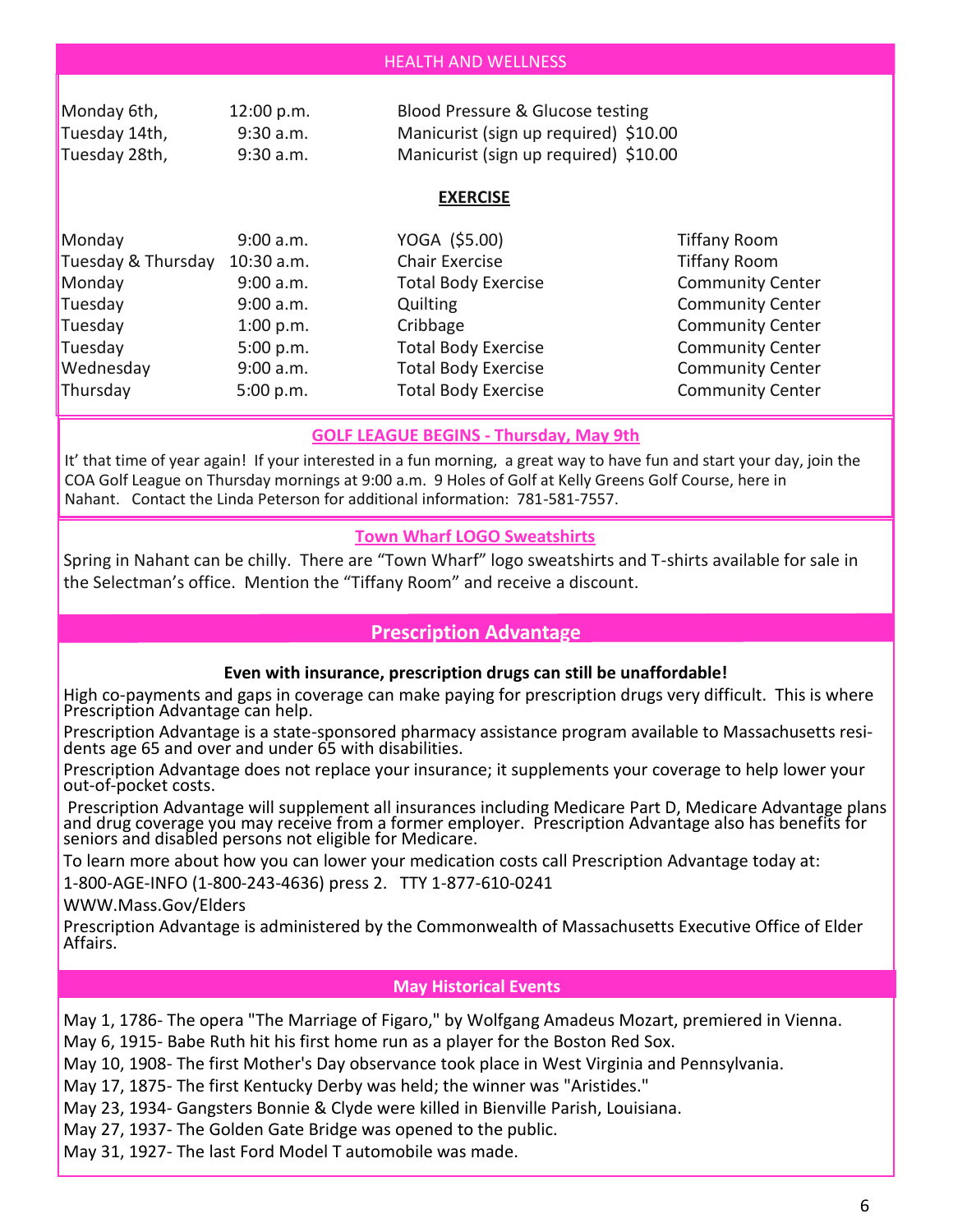## HEALTH AND WELLNESS

| | | |
|---|---|---|
| Monday 6th, | 12:00 p.m. | Blood Pressure & Glucose testing |
| Tuesday 14th, | 9:30 a.m. | Manicurist (sign up required) $10.00 |
| Tuesday 28th, | 9:30 a.m. | Manicurist (sign up required) $10.00 |

### EXERCISE

| | | | |
|---|---|---|---|
| Monday | 9:00 a.m. | YOGA ($5.00) | Tiffany Room |
| Tuesday & Thursday | 10:30 a.m. | Chair Exercise | Tiffany Room |
| Monday | 9:00 a.m. | Total Body Exercise | Community Center |
| Tuesday | 9:00 a.m. | Quilting | Community Center |
| Tuesday | 1:00 p.m. | Cribbage | Community Center |
| Tuesday | 5:00 p.m. | Total Body Exercise | Community Center |
| Wednesday | 9:00 a.m. | Total Body Exercise | Community Center |
| Thursday | 5:00 p.m. | Total Body Exercise | Community Center |

### GOLF LEAGUE BEGINS - Thursday, May 9th

It' that time of year again! If your interested in a fun morning, a great way to have fun and start your day, join the COA Golf League on Thursday mornings at 9:00 a.m. 9 Holes of Golf at Kelly Greens Golf Course, here in Nahant. Contact the Linda Peterson for additional information: 781-581-7557.

### Town Wharf LOGO Sweatshirts

Spring in Nahant can be chilly. There are "Town Wharf" logo sweatshirts and T-shirts available for sale in the Selectman's office. Mention the "Tiffany Room" and receive a discount.

## Prescription Advantage

**Even with insurance, prescription drugs can still be unaffordable!**

High co-payments and gaps in coverage can make paying for prescription drugs very difficult. This is where Prescription Advantage can help.

Prescription Advantage is a state-sponsored pharmacy assistance program available to Massachusetts residents age 65 and over and under 65 with disabilities.

Prescription Advantage does not replace your insurance; it supplements your coverage to help lower your out-of-pocket costs.

Prescription Advantage will supplement all insurances including Medicare Part D, Medicare Advantage plans and drug coverage you may receive from a former employer. Prescription Advantage also has benefits for seniors and disabled persons not eligible for Medicare.

To learn more about how you can lower your medication costs call Prescription Advantage today at:

1-800-AGE-INFO (1-800-243-4636) press 2. TTY 1-877-610-0241

WWW.Mass.Gov/Elders

Prescription Advantage is administered by the Commonwealth of Massachusetts Executive Office of Elder Affairs.

## May Historical Events

May 1, 1786- The opera "The Marriage of Figaro," by Wolfgang Amadeus Mozart, premiered in Vienna.

May 6, 1915- Babe Ruth hit his first home run as a player for the Boston Red Sox.

May 10, 1908- The first Mother's Day observance took place in West Virginia and Pennsylvania.

May 17, 1875- The first Kentucky Derby was held; the winner was "Aristides."

May 23, 1934- Gangsters Bonnie & Clyde were killed in Bienville Parish, Louisiana.

May 27, 1937- The Golden Gate Bridge was opened to the public.

May 31, 1927- The last Ford Model T automobile was made.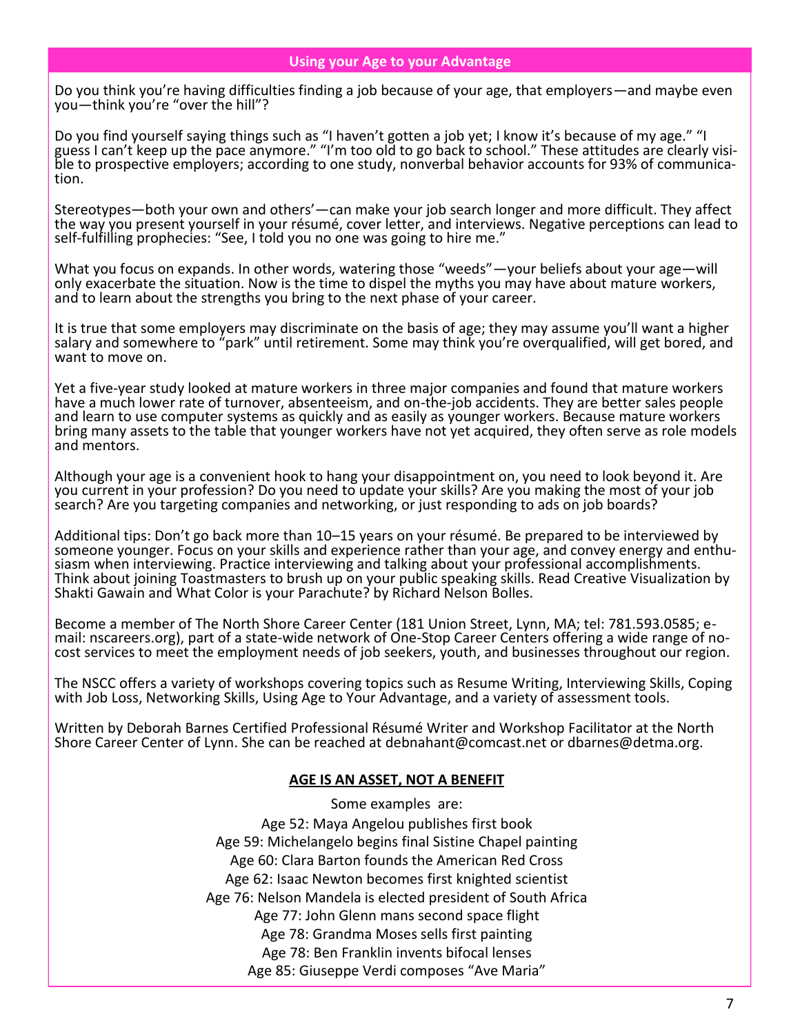## Using your Age to your Advantage

Do you think you're having difficulties finding a job because of your age, that employers—and maybe even you—think you're "over the hill"?

Do you find yourself saying things such as "I haven't gotten a job yet; I know it's because of my age." "I guess I can't keep up the pace anymore." "I'm too old to go back to school." These attitudes are clearly visible to prospective employers; according to one study, nonverbal behavior accounts for 93% of communication.

Stereotypes—both your own and others'—can make your job search longer and more difficult. They affect the way you present yourself in your résumé, cover letter, and interviews. Negative perceptions can lead to self-fulfilling prophecies: "See, I told you no one was going to hire me."

What you focus on expands. In other words, watering those "weeds"—your beliefs about your age—will only exacerbate the situation. Now is the time to dispel the myths you may have about mature workers, and to learn about the strengths you bring to the next phase of your career.

It is true that some employers may discriminate on the basis of age; they may assume you'll want a higher salary and somewhere to "park" until retirement. Some may think you're overqualified, will get bored, and want to move on.

Yet a five-year study looked at mature workers in three major companies and found that mature workers have a much lower rate of turnover, absenteeism, and on-the-job accidents. They are better sales people and learn to use computer systems as quickly and as easily as younger workers. Because mature workers bring many assets to the table that younger workers have not yet acquired, they often serve as role models and mentors.

Although your age is a convenient hook to hang your disappointment on, you need to look beyond it. Are you current in your profession? Do you need to update your skills? Are you making the most of your job search? Are you targeting companies and networking, or just responding to ads on job boards?

Additional tips: Don't go back more than 10–15 years on your résumé. Be prepared to be interviewed by someone younger. Focus on your skills and experience rather than your age, and convey energy and enthusiasm when interviewing. Practice interviewing and talking about your professional accomplishments. Think about joining Toastmasters to brush up on your public speaking skills. Read Creative Visualization by Shakti Gawain and What Color is your Parachute? by Richard Nelson Bolles.

Become a member of The North Shore Career Center (181 Union Street, Lynn, MA; tel: 781.593.0585; e-mail: nscareers.org), part of a state-wide network of One-Stop Career Centers offering a wide range of no-cost services to meet the employment needs of job seekers, youth, and businesses throughout our region.

The NSCC offers a variety of workshops covering topics such as Resume Writing, Interviewing Skills, Coping with Job Loss, Networking Skills, Using Age to Your Advantage, and a variety of assessment tools.

Written by Deborah Barnes Certified Professional Résumé Writer and Workshop Facilitator at the North Shore Career Center of Lynn. She can be reached at debnahant@comcast.net or dbarnes@detma.org.

### AGE IS AN ASSET, NOT A BENEFIT

Some examples are:

Age 52: Maya Angelou publishes first book  
Age 59: Michelangelo begins final Sistine Chapel painting  
Age 60: Clara Barton founds the American Red Cross  
Age 62: Isaac Newton becomes first knighted scientist  
Age 76: Nelson Mandela is elected president of South Africa  
Age 77: John Glenn mans second space flight  
Age 78: Grandma Moses sells first painting  
Age 78: Ben Franklin invents bifocal lenses  
Age 85: Giuseppe Verdi composes "Ave Maria"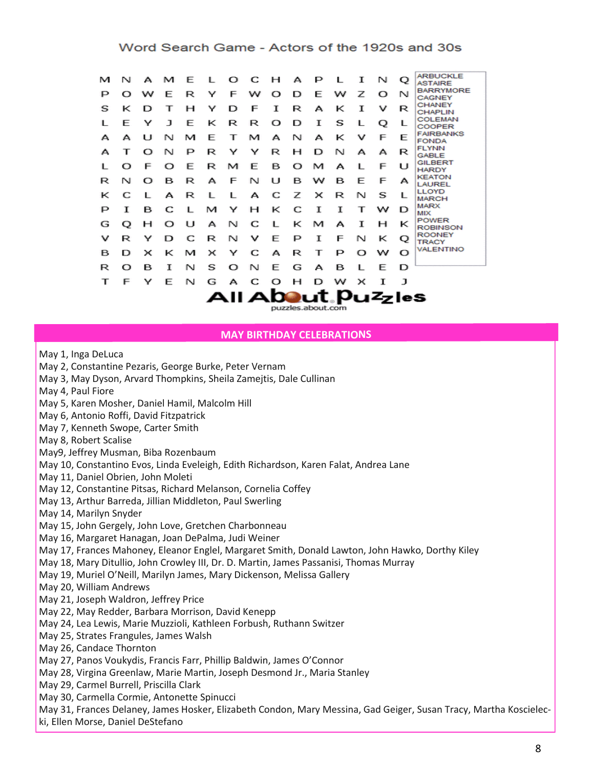# Word Search Game - Actors of the 1920s and 30s

| | | | | | | | | | | | | | | |
|---|---|---|---|---|---|---|---|---|---|---|---|---|---|---|
| M | N | A | M | E | L | O | C | H | A | P | L | I | N | Q |
| P | O | W | E | R | Y | F | W | O | D | E | W | Z | O | N |
| S | K | D | T | H | Y | D | F | I | R | A | K | I | V | R |
| L | E | Y | J | E | K | R | R | O | D | I | S | L | Q | L |
| A | A | U | N | M | E | T | M | A | N | A | K | V | F | E |
| A | T | O | N | P | R | Y | Y | R | H | D | N | A | A | R |
| L | O | F | O | E | R | M | E | B | O | M | A | L | F | U |
| R | N | O | B | R | A | F | N | U | B | W | B | E | F | A |
| K | C | L | A | R | L | L | A | C | Z | X | R | N | S | L |
| P | I | B | C | L | M | Y | H | K | C | I | I | T | W | D |
| G | Q | H | O | U | A | N | C | L | K | M | A | I | H | K |
| V | R | Y | D | C | R | N | V | E | P | I | F | N | K | Q |
| B | D | X | K | M | X | Y | C | A | R | T | P | O | W | O |
| R | O | B | I | N | S | O | N | E | G | A | B | L | E | D |
| T | F | Y | E | N | G | A | C | O | H | D | W | X | I | J |

ARBUCKLE
ASTAIRE
BARRYMORE
CAGNEY
CHANEY
CHAPLIN
COLEMAN
COOPER
FAIRBANKS
FONDA
FLYNN
GABLE
GILBERT
HARDY
KEATON
LAUREL
LLOYD
MARCH
MARX
MIX
POWER
ROBINSON
ROONEY
TRACY
VALENTINO

All About Puzzles
puzzles.about.com

## MAY BIRTHDAY CELEBRATIONS

May 1, Inga DeLuca
May 2, Constantine Pezaris, George Burke, Peter Vernam
May 3, May Dyson, Arvard Thompkins, Sheila Zamejtis, Dale Cullinan
May 4, Paul Fiore
May 5, Karen Mosher, Daniel Hamil, Malcolm Hill
May 6, Antonio Roffi, David Fitzpatrick
May 7, Kenneth Swope, Carter Smith
May 8, Robert Scalise
May9, Jeffrey Musman, Biba Rozenbaum
May 10, Constantino Evos, Linda Eveleigh, Edith Richardson, Karen Falat, Andrea Lane
May 11, Daniel Obrien, John Moleti
May 12, Constantine Pitsas, Richard Melanson, Cornelia Coffey
May 13, Arthur Barreda, Jillian Middleton, Paul Swerling
May 14, Marilyn Snyder
May 15, John Gergely, John Love, Gretchen Charbonneau
May 16, Margaret Hanagan, Joan DePalma, Judi Weiner
May 17, Frances Mahoney, Eleanor Engel, Margaret Smith, Donald Lawton, John Hawko, Dorthy Kiley
May 18, Mary Ditullio, John Crowley III, Dr. D. Martin, James Passanisi, Thomas Murray
May 19, Muriel O'Neill, Marilyn James, Mary Dickenson, Melissa Gallery
May 20, William Andrews
May 21, Joseph Waldron, Jeffrey Price
May 22, May Redder, Barbara Morrison, David Kenepp
May 24, Lea Lewis, Marie Muzzioli, Kathleen Forbush, Ruthann Switzer
May 25, Strates Frangules, James Walsh
May 26, Candace Thornton
May 27, Panos Voukydis, Francis Farr, Phillip Baldwin, James O'Connor
May 28, Virgina Greenlaw, Marie Martin, Joseph Desmond Jr., Maria Stanley
May 29, Carmel Burrell, Priscilla Clark
May 30, Carmella Cormie, Antonette Spinucci
May 31, Frances Delaney, James Hosker, Elizabeth Condon, Mary Messina, Gad Geiger, Susan Tracy, Martha Koscielecki, Ellen Morse, Daniel DeStefano